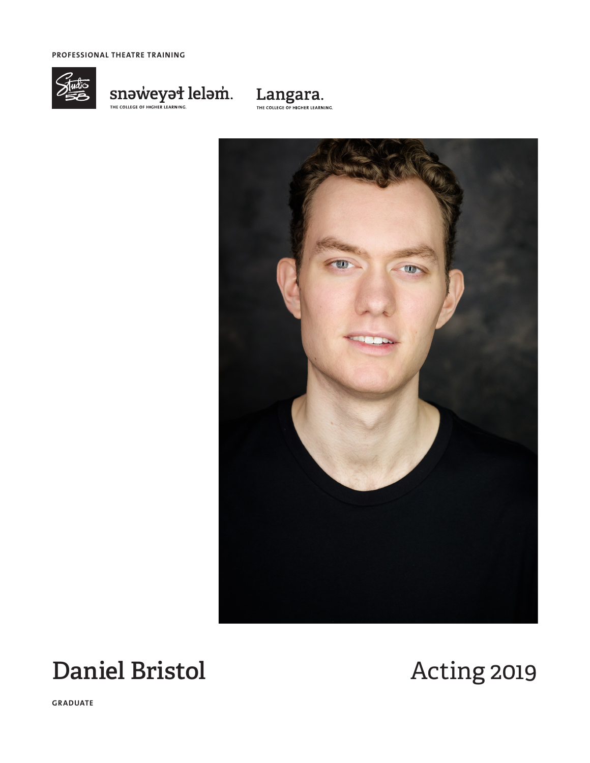PROFESSIONAL THEATRE TRAINING

snəw̓eyəɬ leləm̓.
THE COLLEGE OF HIGHER LEARNING.

Langara.
THE COLLEGE OF HIGHER LEARNING.

# Daniel Bristol

# Acting 2019

GRADUATE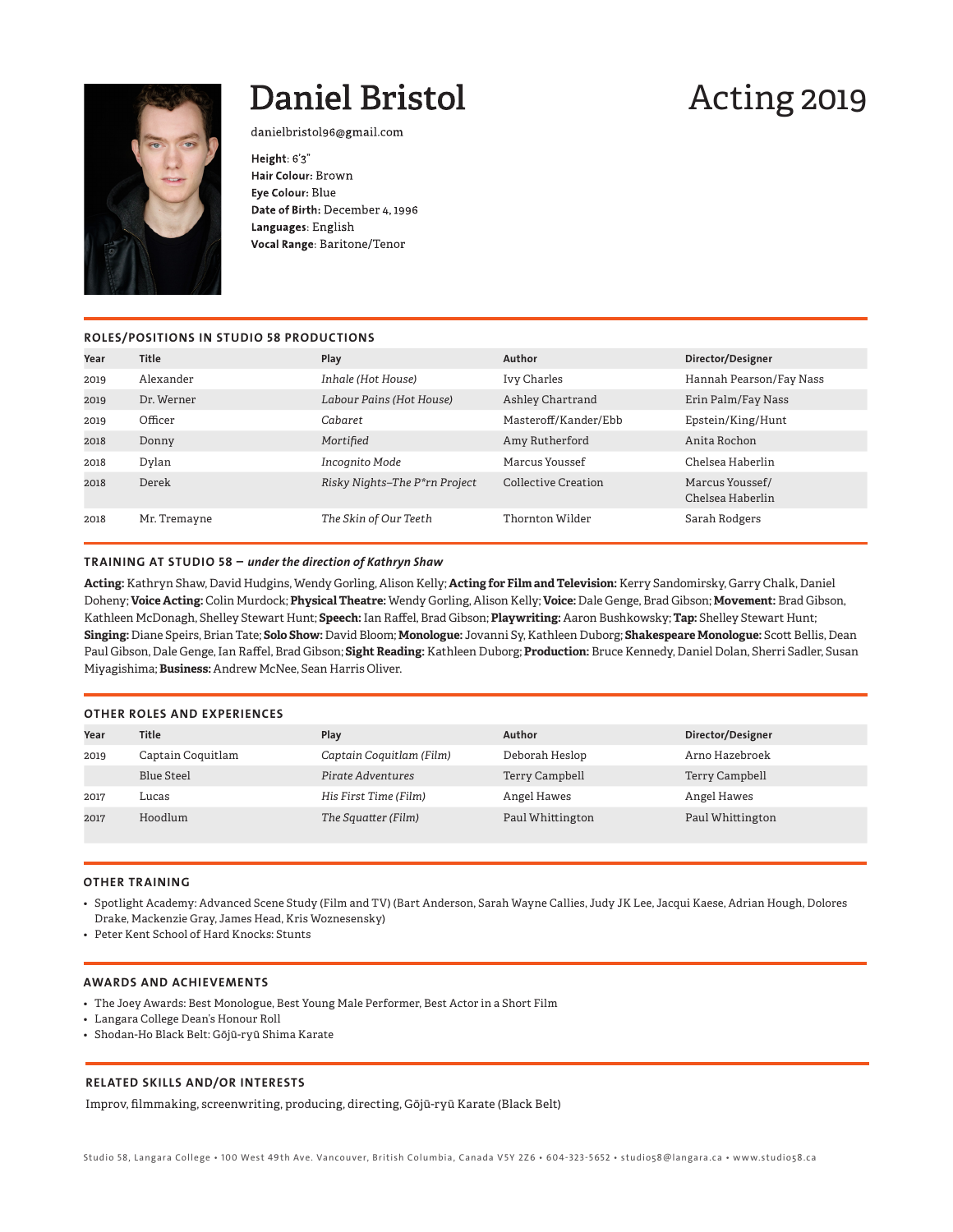# Daniel Bristol

# Acting 2019

danielbristol96@gmail.com

**Height**: 6'3"
**Hair Colour:** Brown
**Eye Colour:** Blue
**Date of Birth:** December 4, 1996
**Languages**: English
**Vocal Range**: Baritone/Tenor

## ROLES/POSITIONS IN STUDIO 58 PRODUCTIONS

| Year | Title | Play | Author | Director/Designer |
|---|---|---|---|---|
| 2019 | Alexander | *Inhale (Hot House)* | Ivy Charles | Hannah Pearson/Fay Nass |
| 2019 | Dr. Werner | *Labour Pains (Hot House)* | Ashley Chartrand | Erin Palm/Fay Nass |
| 2019 | Officer | *Cabaret* | Masteroff/Kander/Ebb | Epstein/King/Hunt |
| 2018 | Donny | *Mortified* | Amy Rutherford | Anita Rochon |
| 2018 | Dylan | *Incognito Mode* | Marcus Youssef | Chelsea Haberlin |
| 2018 | Derek | *Risky Nights–The P*rn Project* | Collective Creation | Marcus Youssef/ Chelsea Haberlin |
| 2018 | Mr. Tremayne | *The Skin of Our Teeth* | Thornton Wilder | Sarah Rodgers |

## TRAINING AT STUDIO 58 – *under the direction of Kathryn Shaw*

**Acting:** Kathryn Shaw, David Hudgins, Wendy Gorling, Alison Kelly; **Acting for Film and Television:** Kerry Sandomirsky, Garry Chalk, Daniel Doheny; **Voice Acting:** Colin Murdock; **Physical Theatre:** Wendy Gorling, Alison Kelly; **Voice:** Dale Genge, Brad Gibson; **Movement:** Brad Gibson, Kathleen McDonagh, Shelley Stewart Hunt; **Speech:** Ian Raffel, Brad Gibson; **Playwriting:** Aaron Bushkowsky; **Tap:** Shelley Stewart Hunt; **Singing:** Diane Speirs, Brian Tate; **Solo Show:** David Bloom; **Monologue:** Jovanni Sy, Kathleen Duborg; **Shakespeare Monologue:** Scott Bellis, Dean Paul Gibson, Dale Genge, Ian Raffel, Brad Gibson; **Sight Reading:** Kathleen Duborg; **Production:** Bruce Kennedy, Daniel Dolan, Sherri Sadler, Susan Miyagishima; **Business:** Andrew McNee, Sean Harris Oliver.

## OTHER ROLES AND EXPERIENCES

| Year | Title | Play | Author | Director/Designer |
|---|---|---|---|---|
| 2019 | Captain Coquitlam | *Captain Coquitlam (Film)* | Deborah Heslop | Arno Hazebroek |
| | Blue Steel | *Pirate Adventures* | Terry Campbell | Terry Campbell |
| 2017 | Lucas | *His First Time (Film)* | Angel Hawes | Angel Hawes |
| 2017 | Hoodlum | *The Squatter (Film)* | Paul Whittington | Paul Whittington |

## OTHER TRAINING

- Spotlight Academy: Advanced Scene Study (Film and TV) (Bart Anderson, Sarah Wayne Callies, Judy JK Lee, Jacqui Kaese, Adrian Hough, Dolores Drake, Mackenzie Gray, James Head, Kris Woznesensky)
- Peter Kent School of Hard Knocks: Stunts

## AWARDS AND ACHIEVEMENTS

- The Joey Awards: Best Monologue, Best Young Male Performer, Best Actor in a Short Film
- Langara College Dean's Honour Roll
- Shodan-Ho Black Belt: Gōjū-ryū Shima Karate

## RELATED SKILLS AND/OR INTERESTS

Improv, filmmaking, screenwriting, producing, directing, Gōjū-ryū Karate (Black Belt)

Studio 58, Langara College • 100 West 49th Ave. Vancouver, British Columbia, Canada V5Y 2Z6 • 604-323-5652 • studio58@langara.ca • www.studio58.ca